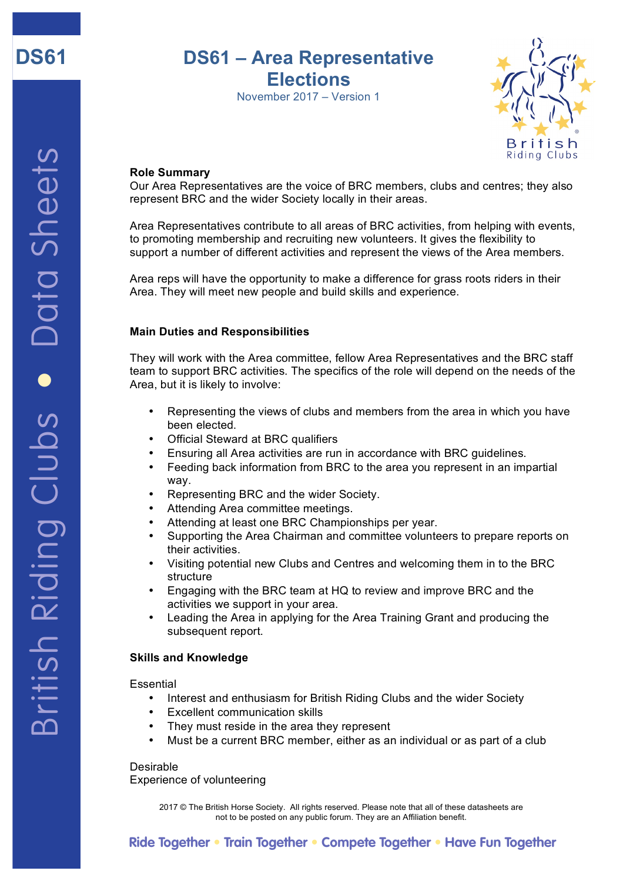# DS61 – Area Representative Elections

November 2017 – Version 1

**Role Summary**

Our Area Representatives are the voice of BRC members, clubs and centres; they also represent BRC and the wider Society locally in their areas.

Area Representatives contribute to all areas of BRC activities, from helping with events, to promoting membership and recruiting new volunteers. It gives the flexibility to support a number of different activities and represent the views of the Area members.

Area reps will have the opportunity to make a difference for grass roots riders in their Area. They will meet new people and build skills and experience.

**Main Duties and Responsibilities**

They will work with the Area committee, fellow Area Representatives and the BRC staff team to support BRC activities. The specifics of the role will depend on the needs of the Area, but it is likely to involve:

- Representing the views of clubs and members from the area in which you have been elected.
- Official Steward at BRC qualifiers
- Ensuring all Area activities are run in accordance with BRC guidelines.
- Feeding back information from BRC to the area you represent in an impartial way.
- Representing BRC and the wider Society.
- Attending Area committee meetings.
- Attending at least one BRC Championships per year.
- Supporting the Area Chairman and committee volunteers to prepare reports on their activities.
- Visiting potential new Clubs and Centres and welcoming them in to the BRC structure
- Engaging with the BRC team at HQ to review and improve BRC and the activities we support in your area.
- Leading the Area in applying for the Area Training Grant and producing the subsequent report.

**Skills and Knowledge**

Essential

- Interest and enthusiasm for British Riding Clubs and the wider Society
- Excellent communication skills
- They must reside in the area they represent
- Must be a current BRC member, either as an individual or as part of a club

Desirable

Experience of volunteering

2017 © The British Horse Society. All rights reserved. Please note that all of these datasheets are not to be posted on any public forum. They are an Affiliation benefit.

Ride Together • Train Together • Compete Together • Have Fun Together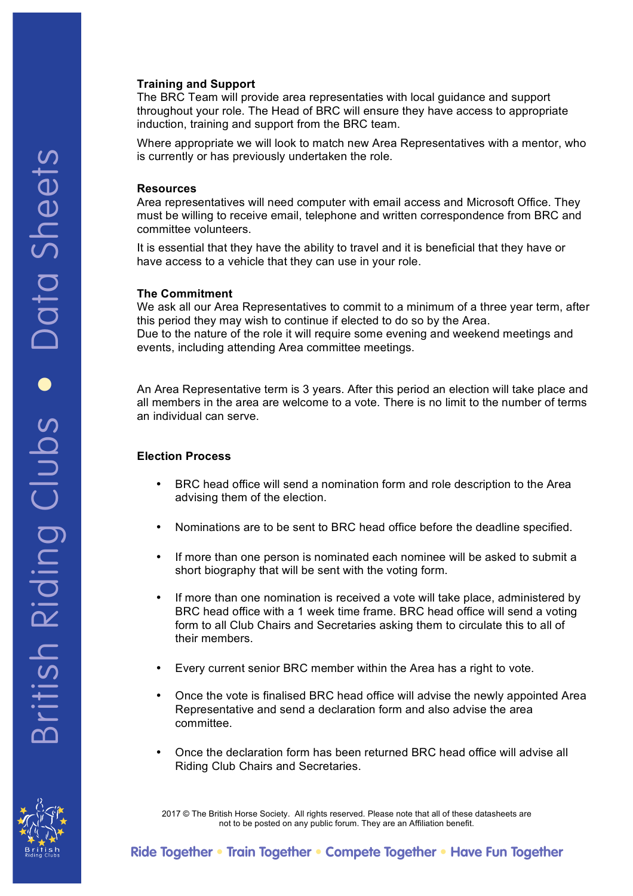**Training and Support**

The BRC Team will provide area representaties with local guidance and support throughout your role. The Head of BRC will ensure they have access to appropriate induction, training and support from the BRC team.

Where appropriate we will look to match new Area Representatives with a mentor, who is currently or has previously undertaken the role.

**Resources**

Area representatives will need computer with email access and Microsoft Office. They must be willing to receive email, telephone and written correspondence from BRC and committee volunteers.

It is essential that they have the ability to travel and it is beneficial that they have or have access to a vehicle that they can use in your role.

**The Commitment**

We ask all our Area Representatives to commit to a minimum of a three year term, after this period they may wish to continue if elected to do so by the Area.
Due to the nature of the role it will require some evening and weekend meetings and events, including attending Area committee meetings.

An Area Representative term is 3 years. After this period an election will take place and all members in the area are welcome to a vote. There is no limit to the number of terms an individual can serve.

**Election Process**

- BRC head office will send a nomination form and role description to the Area advising them of the election.
- Nominations are to be sent to BRC head office before the deadline specified.
- If more than one person is nominated each nominee will be asked to submit a short biography that will be sent with the voting form.
- If more than one nomination is received a vote will take place, administered by BRC head office with a 1 week time frame. BRC head office will send a voting form to all Club Chairs and Secretaries asking them to circulate this to all of their members.
- Every current senior BRC member within the Area has a right to vote.
- Once the vote is finalised BRC head office will advise the newly appointed Area Representative and send a declaration form and also advise the area committee.
- Once the declaration form has been returned BRC head office will advise all Riding Club Chairs and Secretaries.

2017 © The British Horse Society. All rights reserved. Please note that all of these datasheets are not to be posted on any public forum. They are an Affiliation benefit.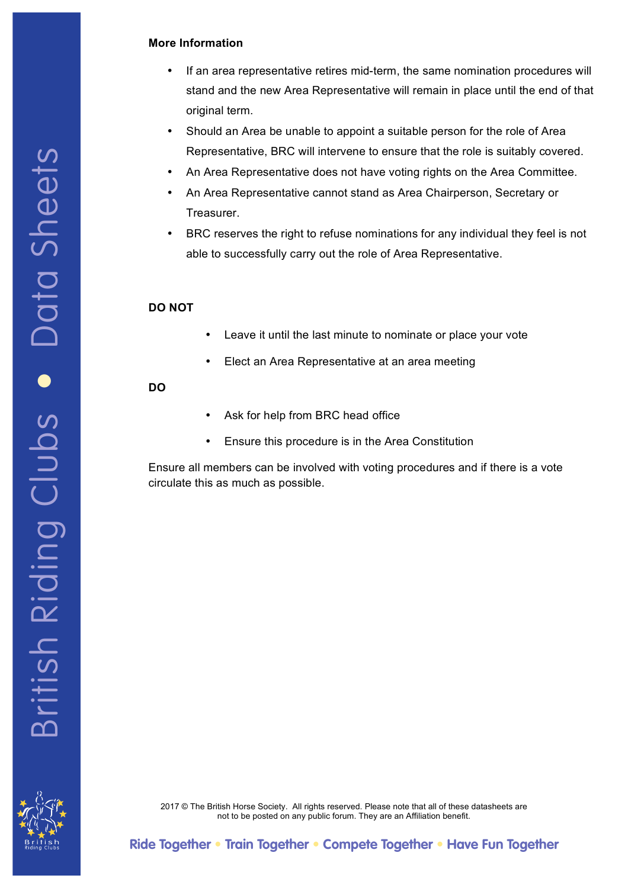**More Information**

- If an area representative retires mid-term, the same nomination procedures will stand and the new Area Representative will remain in place until the end of that original term.
- Should an Area be unable to appoint a suitable person for the role of Area Representative, BRC will intervene to ensure that the role is suitably covered.
- An Area Representative does not have voting rights on the Area Committee.
- An Area Representative cannot stand as Area Chairperson, Secretary or Treasurer.
- BRC reserves the right to refuse nominations for any individual they feel is not able to successfully carry out the role of Area Representative.

**DO NOT**

- Leave it until the last minute to nominate or place your vote
- Elect an Area Representative at an area meeting

**DO**

- Ask for help from BRC head office
- Ensure this procedure is in the Area Constitution

Ensure all members can be involved with voting procedures and if there is a vote circulate this as much as possible.

2017 © The British Horse Society. All rights reserved. Please note that all of these datasheets are not to be posted on any public forum. They are an Affiliation benefit.